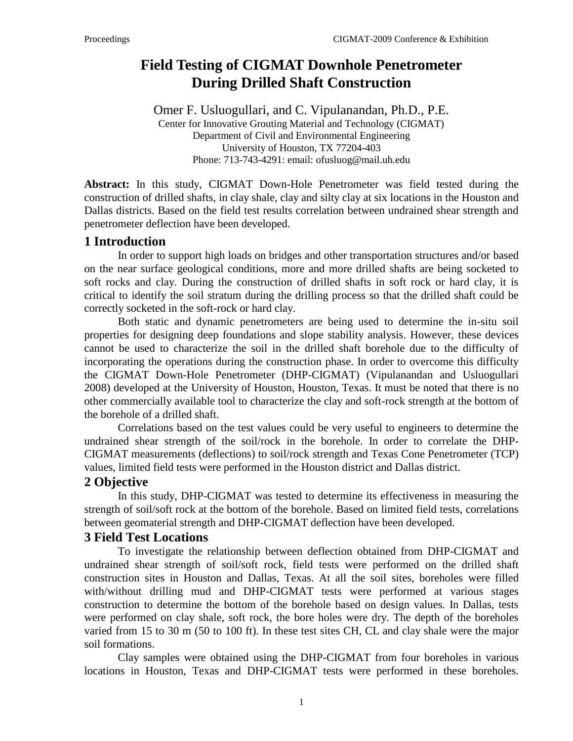# Field Testing of CIGMAT Downhole Penetrometer During Drilled Shaft Construction

Omer F. Usluogullari, and C. Vipulanandan, Ph.D., P.E.

Center for Innovative Grouting Material and Technology (CIGMAT)
Department of Civil and Environmental Engineering
University of Houston, TX 77204-403
Phone: 713-743-4291: email: ofusluog@mail.uh.edu

**Abstract:** In this study, CIGMAT Down-Hole Penetrometer was field tested during the construction of drilled shafts, in clay shale, clay and silty clay at six locations in the Houston and Dallas districts. Based on the field test results correlation between undrained shear strength and penetrometer deflection have been developed.

## 1 Introduction

In order to support high loads on bridges and other transportation structures and/or based on the near surface geological conditions, more and more drilled shafts are being socketed to soft rocks and clay. During the construction of drilled shafts in soft rock or hard clay, it is critical to identify the soil stratum during the drilling process so that the drilled shaft could be correctly socketed in the soft-rock or hard clay.

Both static and dynamic penetrometers are being used to determine the in-situ soil properties for designing deep foundations and slope stability analysis. However, these devices cannot be used to characterize the soil in the drilled shaft borehole due to the difficulty of incorporating the operations during the construction phase. In order to overcome this difficulty the CIGMAT Down-Hole Penetrometer (DHP-CIGMAT) (Vipulanandan and Usluogullari 2008) developed at the University of Houston, Houston, Texas. It must be noted that there is no other commercially available tool to characterize the clay and soft-rock strength at the bottom of the borehole of a drilled shaft.

Correlations based on the test values could be very useful to engineers to determine the undrained shear strength of the soil/rock in the borehole. In order to correlate the DHP-CIGMAT measurements (deflections) to soil/rock strength and Texas Cone Penetrometer (TCP) values, limited field tests were performed in the Houston district and Dallas district.

## 2 Objective

In this study, DHP-CIGMAT was tested to determine its effectiveness in measuring the strength of soil/soft rock at the bottom of the borehole. Based on limited field tests, correlations between geomaterial strength and DHP-CIGMAT deflection have been developed.

## 3 Field Test Locations

To investigate the relationship between deflection obtained from DHP-CIGMAT and undrained shear strength of soil/soft rock, field tests were performed on the drilled shaft construction sites in Houston and Dallas, Texas. At all the soil sites, boreholes were filled with/without drilling mud and DHP-CIGMAT tests were performed at various stages construction to determine the bottom of the borehole based on design values. In Dallas, tests were performed on clay shale, soft rock, the bore holes were dry. The depth of the boreholes varied from 15 to 30 m (50 to 100 ft). In these test sites CH, CL and clay shale were the major soil formations.

Clay samples were obtained using the DHP-CIGMAT from four boreholes in various locations in Houston, Texas and DHP-CIGMAT tests were performed in these boreholes.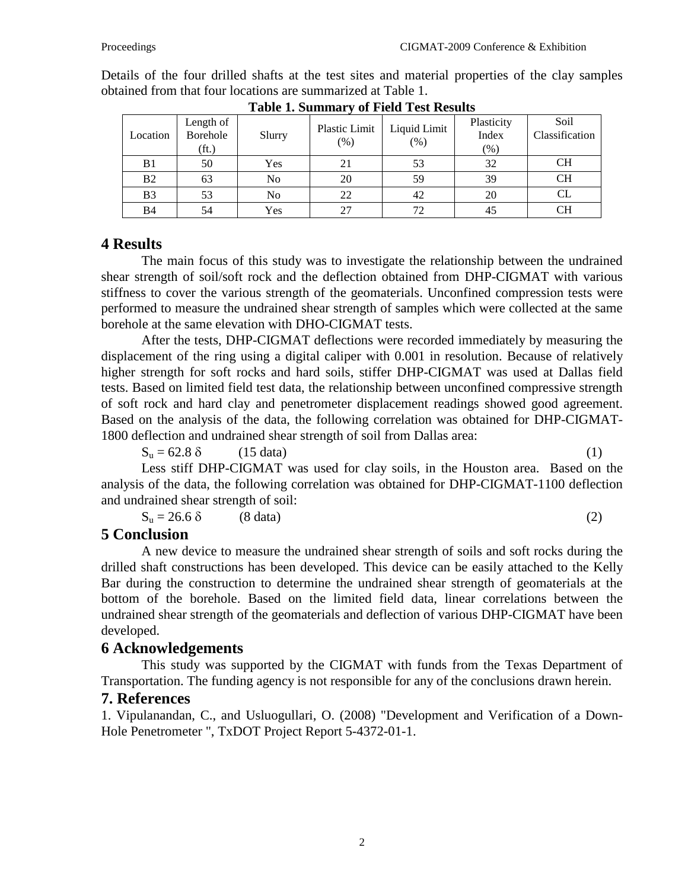Details of the four drilled shafts at the test sites and material properties of the clay samples obtained from that four locations are summarized at Table 1.

**Table 1. Summary of Field Test Results**

| Location | Length of Borehole (ft.) | Slurry | Plastic Limit (%) | Liquid Limit (%) | Plasticity Index (%) | Soil Classification |
|---|---|---|---|---|---|---|
| B1 | 50 | Yes | 21 | 53 | 32 | CH |
| B2 | 63 | No | 20 | 59 | 39 | CH |
| B3 | 53 | No | 22 | 42 | 20 | CL |
| B4 | 54 | Yes | 27 | 72 | 45 | CH |

## 4 Results

The main focus of this study was to investigate the relationship between the undrained shear strength of soil/soft rock and the deflection obtained from DHP-CIGMAT with various stiffness to cover the various strength of the geomaterials. Unconfined compression tests were performed to measure the undrained shear strength of samples which were collected at the same borehole at the same elevation with DHO-CIGMAT tests.

After the tests, DHP-CIGMAT deflections were recorded immediately by measuring the displacement of the ring using a digital caliper with 0.001 in resolution. Because of relatively higher strength for soft rocks and hard soils, stiffer DHP-CIGMAT was used at Dallas field tests. Based on limited field test data, the relationship between unconfined compressive strength of soft rock and hard clay and penetrometer displacement readings showed good agreement. Based on the analysis of the data, the following correlation was obtained for DHP-CIGMAT-1800 deflection and undrained shear strength of soil from Dallas area:

$$S_u = 62.8\ \delta \qquad \text{(15 data)} \qquad (1)$$

Less stiff DHP-CIGMAT was used for clay soils, in the Houston area. Based on the analysis of the data, the following correlation was obtained for DHP-CIGMAT-1100 deflection and undrained shear strength of soil:

$$S_u = 26.6\ \delta \qquad \text{(8 data)} \qquad (2)$$

## 5 Conclusion

A new device to measure the undrained shear strength of soils and soft rocks during the drilled shaft constructions has been developed. This device can be easily attached to the Kelly Bar during the construction to determine the undrained shear strength of geomaterials at the bottom of the borehole. Based on the limited field data, linear correlations between the undrained shear strength of the geomaterials and deflection of various DHP-CIGMAT have been developed.

## 6 Acknowledgements

This study was supported by the CIGMAT with funds from the Texas Department of Transportation. The funding agency is not responsible for any of the conclusions drawn herein.

## 7. References

1. Vipulanandan, C., and Usluogullari, O. (2008) "Development and Verification of a Down-Hole Penetrometer ", TxDOT Project Report 5-4372-01-1.